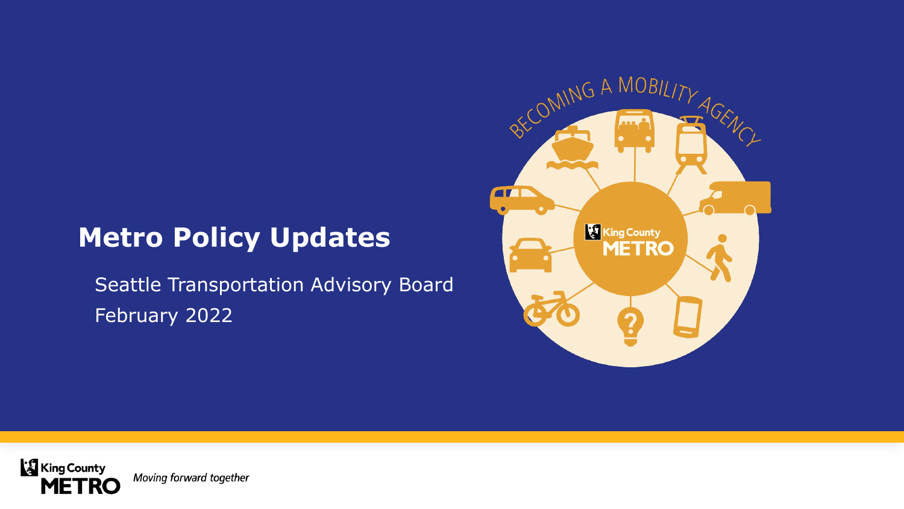# Metro Policy Updates

Seattle Transportation Advisory Board

February 2022

BECOMING A MOBILITY AGENCY

King County METRO

Moving forward together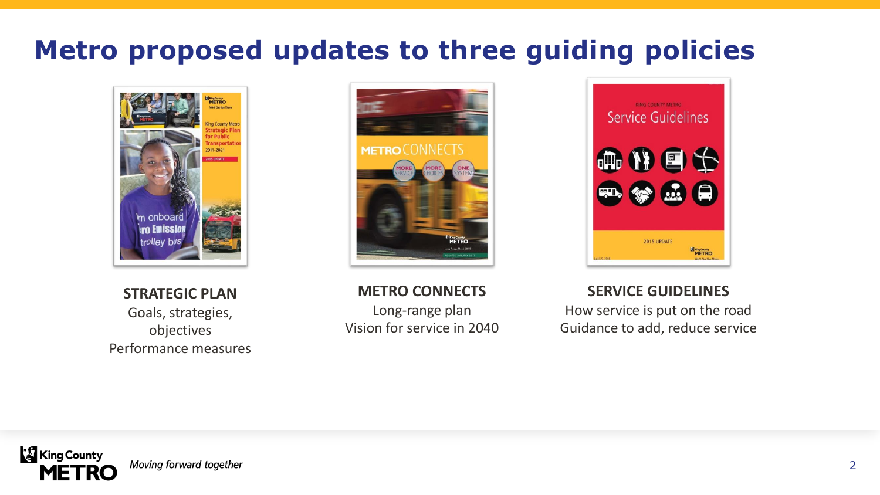# Metro proposed updates to three guiding policies

**STRATEGIC PLAN**
Goals, strategies, objectives
Performance measures

**METRO CONNECTS**
Long-range plan
Vision for service in 2040

**SERVICE GUIDELINES**
How service is put on the road
Guidance to add, reduce service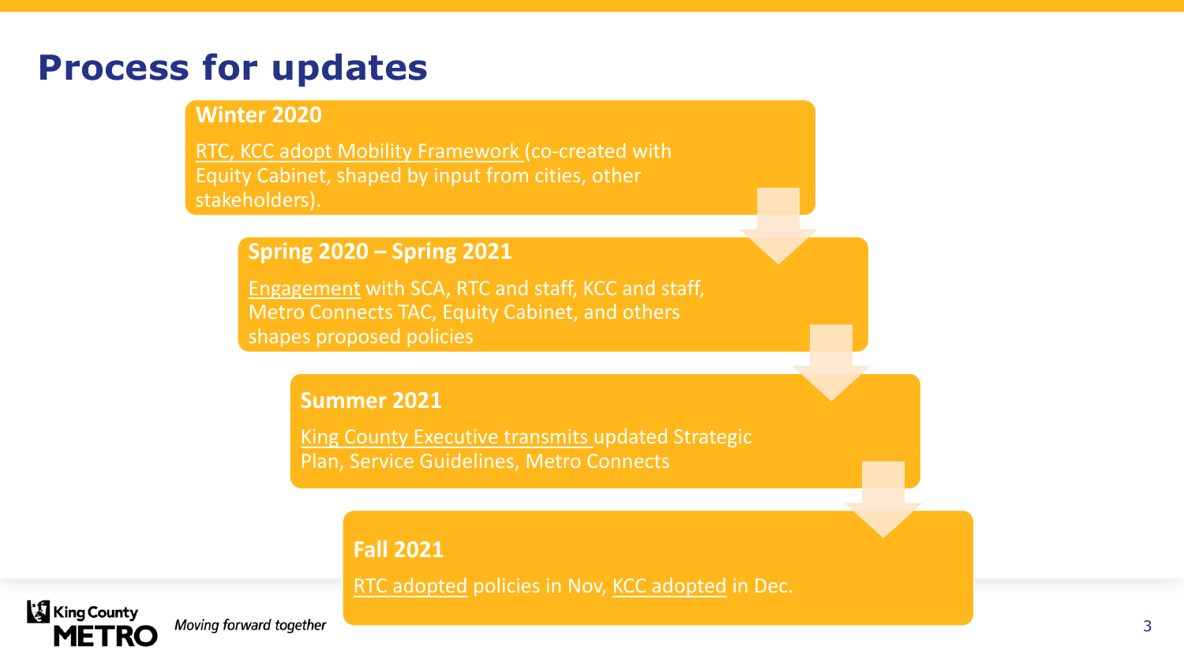# Process for updates

**Winter 2020**

RTC, KCC adopt Mobility Framework (co-created with Equity Cabinet, shaped by input from cities, other stakeholders).

**Spring 2020 – Spring 2021**

Engagement with SCA, RTC and staff, KCC and staff, Metro Connects TAC, Equity Cabinet, and others shapes proposed policies

**Summer 2021**

King County Executive transmits updated Strategic Plan, Service Guidelines, Metro Connects

**Fall 2021**

RTC adopted policies in Nov, KCC adopted in Dec.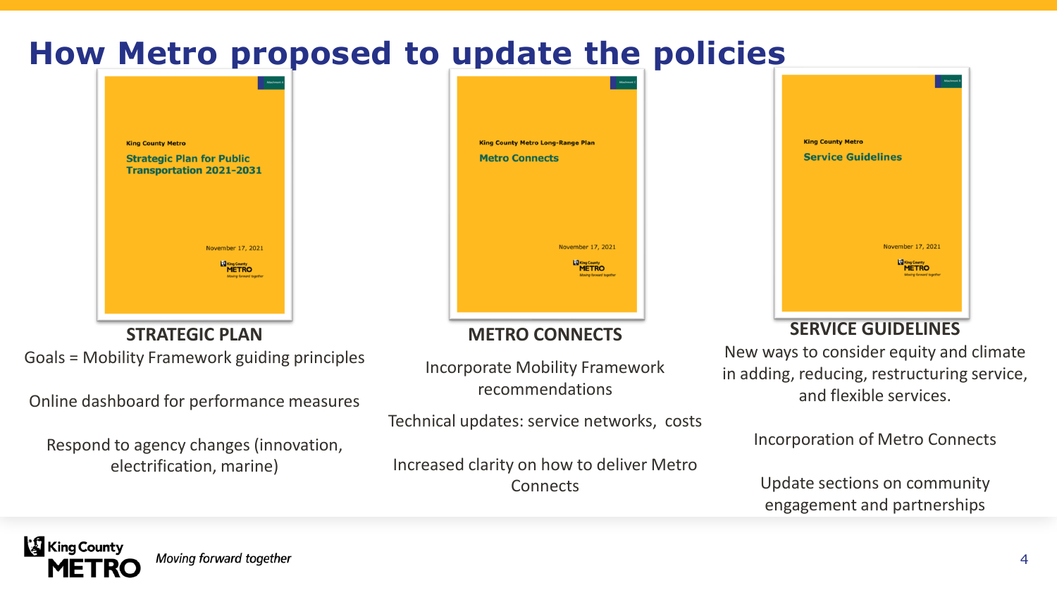# How Metro proposed to update the policies

King County Metro
Strategic Plan for Public Transportation 2021-2031
November 17, 2021

King County Metro Long-Range Plan
Metro Connects
November 17, 2021

King County Metro
Service Guidelines
November 17, 2021

## STRATEGIC PLAN

Goals = Mobility Framework guiding principles

Online dashboard for performance measures

Respond to agency changes (innovation, electrification, marine)

## METRO CONNECTS

Incorporate Mobility Framework recommendations

Technical updates: service networks, costs

Increased clarity on how to deliver Metro Connects

## SERVICE GUIDELINES

New ways to consider equity and climate in adding, reducing, restructuring service, and flexible services.

Incorporation of Metro Connects

Update sections on community engagement and partnerships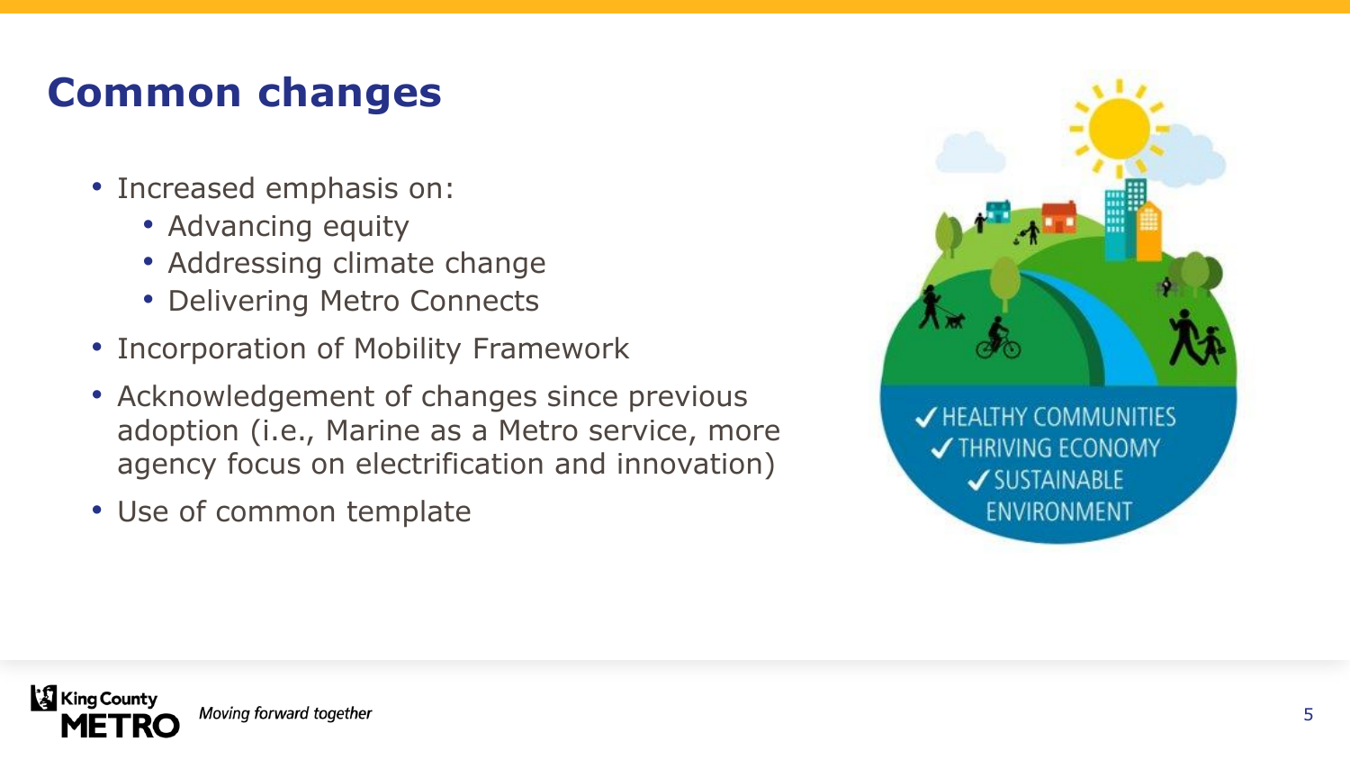# Common changes

- Increased emphasis on:
  - Advancing equity
  - Addressing climate change
  - Delivering Metro Connects
- Incorporation of Mobility Framework
- Acknowledgement of changes since previous adoption (i.e., Marine as a Metro service, more agency focus on electrification and innovation)
- Use of common template

✓ HEALTHY COMMUNITIES
✓ THRIVING ECONOMY
✓ SUSTAINABLE ENVIRONMENT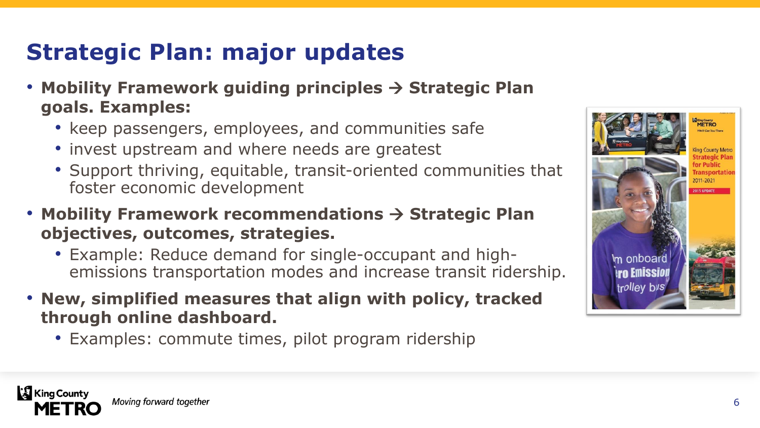# Strategic Plan: major updates

- **Mobility Framework guiding principles → Strategic Plan goals. Examples:**
  - keep passengers, employees, and communities safe
  - invest upstream and where needs are greatest
  - Support thriving, equitable, transit-oriented communities that foster economic development
- **Mobility Framework recommendations → Strategic Plan objectives, outcomes, strategies.**
  - Example: Reduce demand for single-occupant and high-emissions transportation modes and increase transit ridership.
- **New, simplified measures that align with policy, tracked through online dashboard.**
  - Examples: commute times, pilot program ridership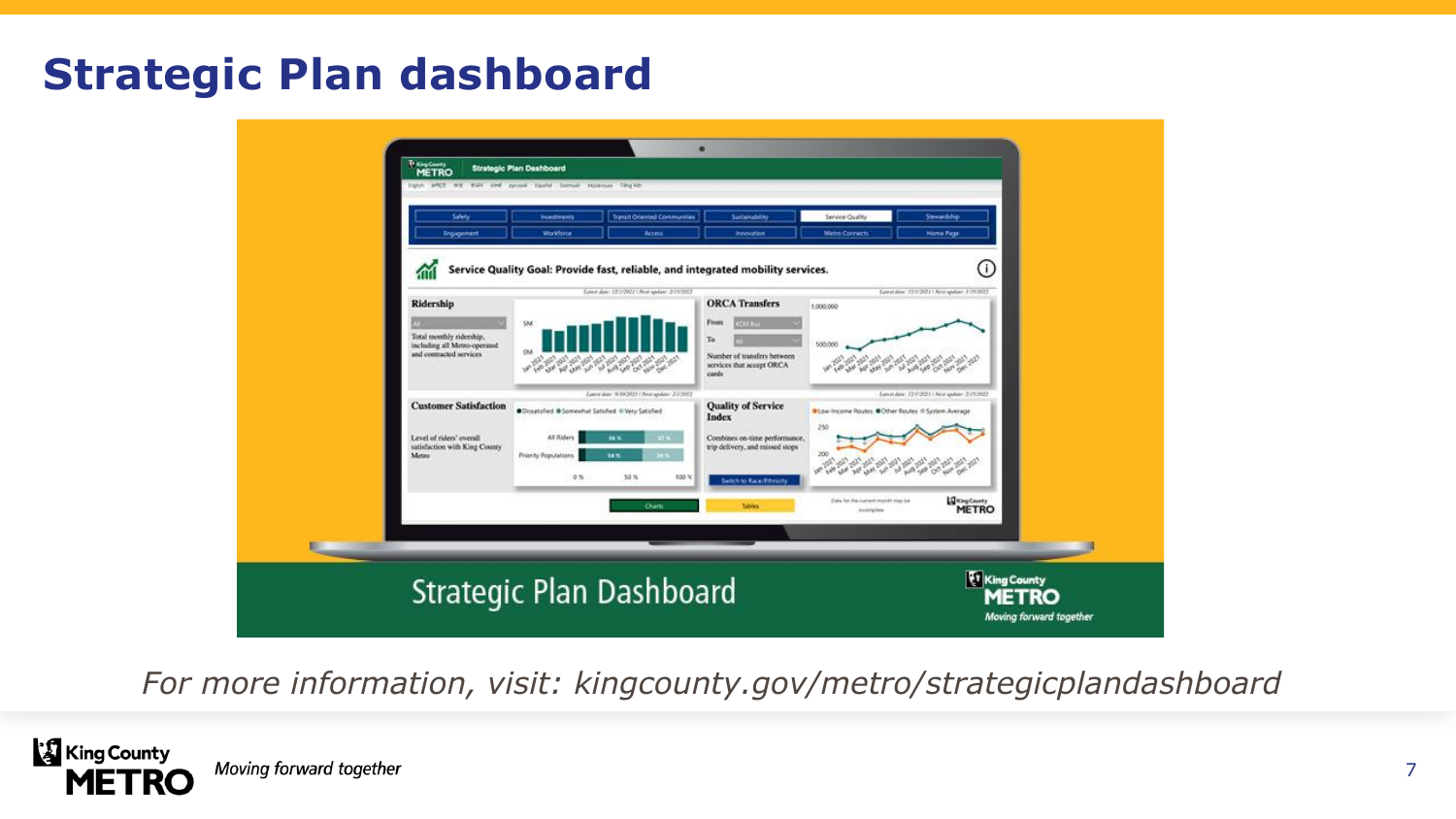# Strategic Plan dashboard

*For more information, visit: kingcounty.gov/metro/strategicplandashboard*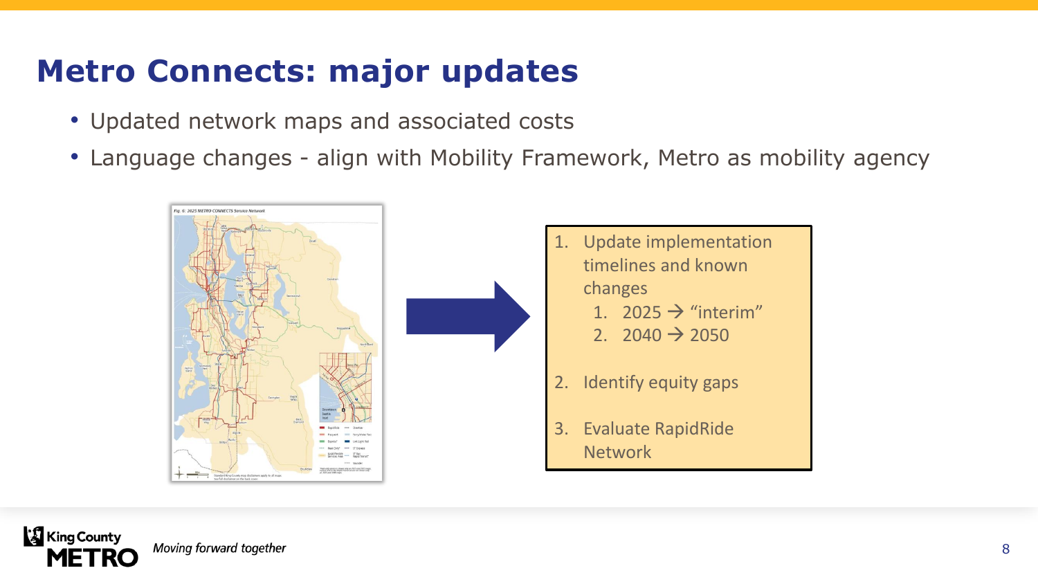# Metro Connects: major updates

- Updated network maps and associated costs
- Language changes - align with Mobility Framework, Metro as mobility agency

Fig. 6: 2025 METRO CONNECTS Service Network

1. Update implementation timelines and known changes
   1. 2025 → "interim"
   2. 2040 → 2050
2. Identify equity gaps
3. Evaluate RapidRide Network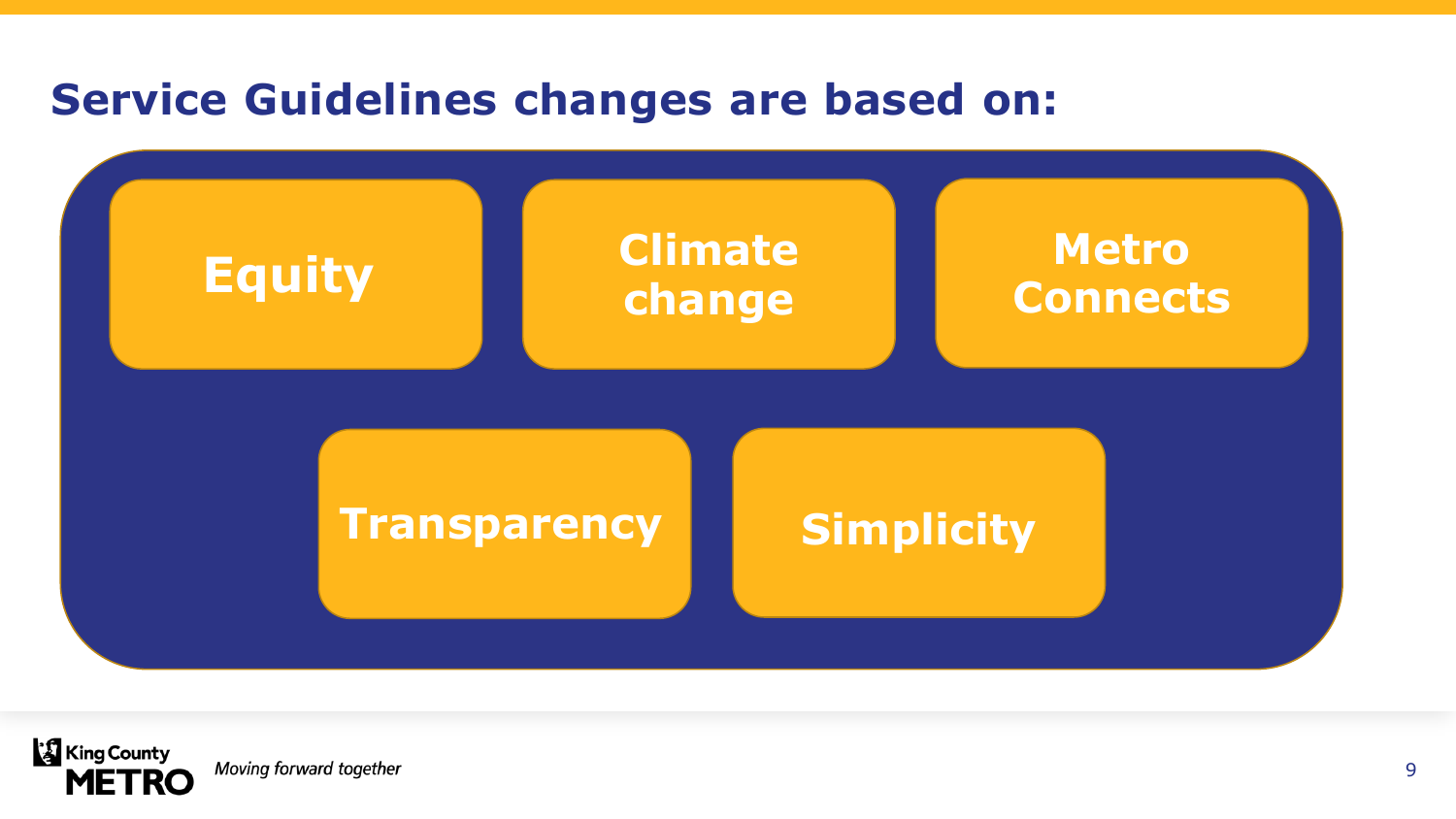# Service Guidelines changes are based on:

- Equity
- Climate change
- Metro Connects
- Transparency
- Simplicity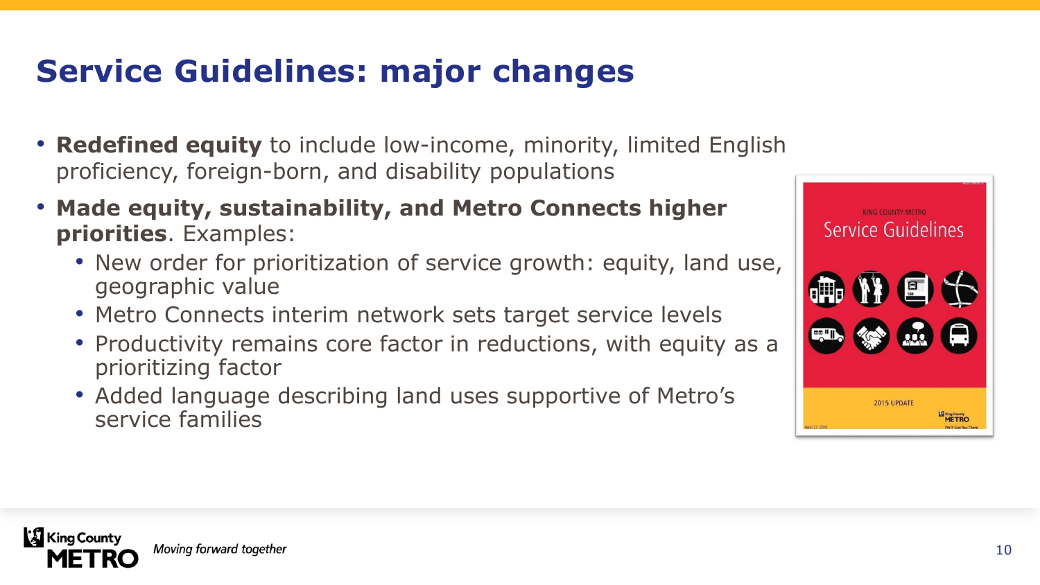# Service Guidelines: major changes

- **Redefined equity** to include low-income, minority, limited English proficiency, foreign-born, and disability populations
- **Made equity, sustainability, and Metro Connects higher priorities**. Examples:
  - New order for prioritization of service growth: equity, land use, geographic value
  - Metro Connects interim network sets target service levels
  - Productivity remains core factor in reductions, with equity as a prioritizing factor
  - Added language describing land uses supportive of Metro's service families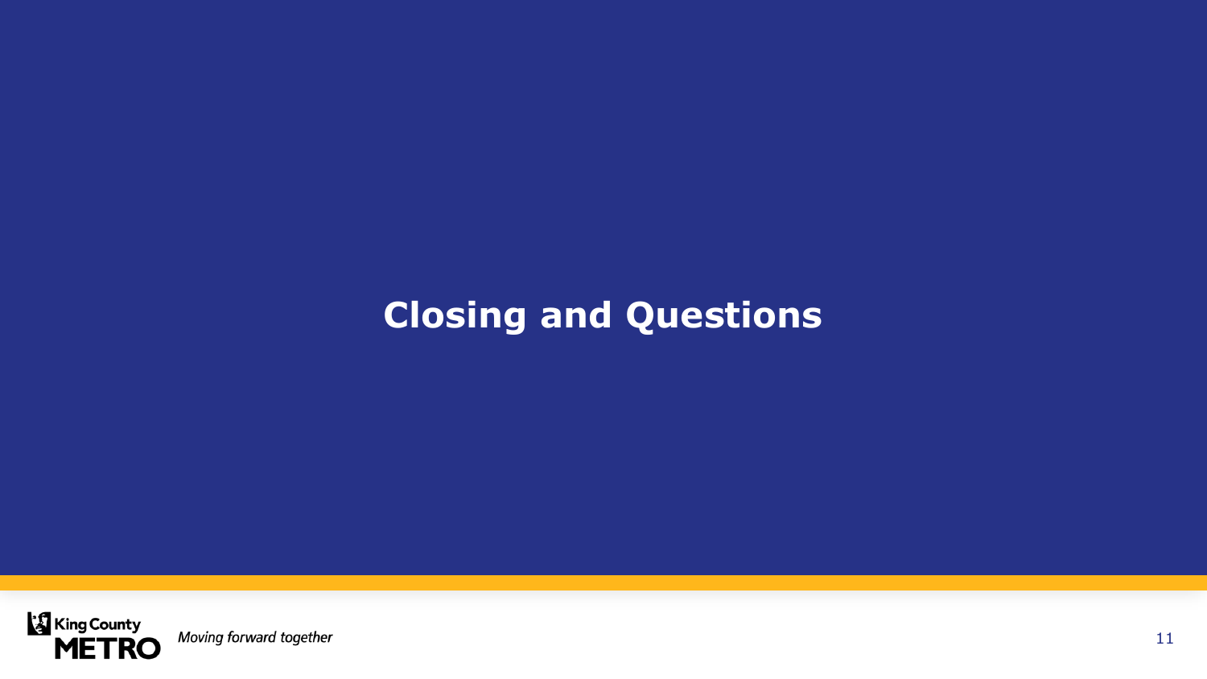# Closing and Questions